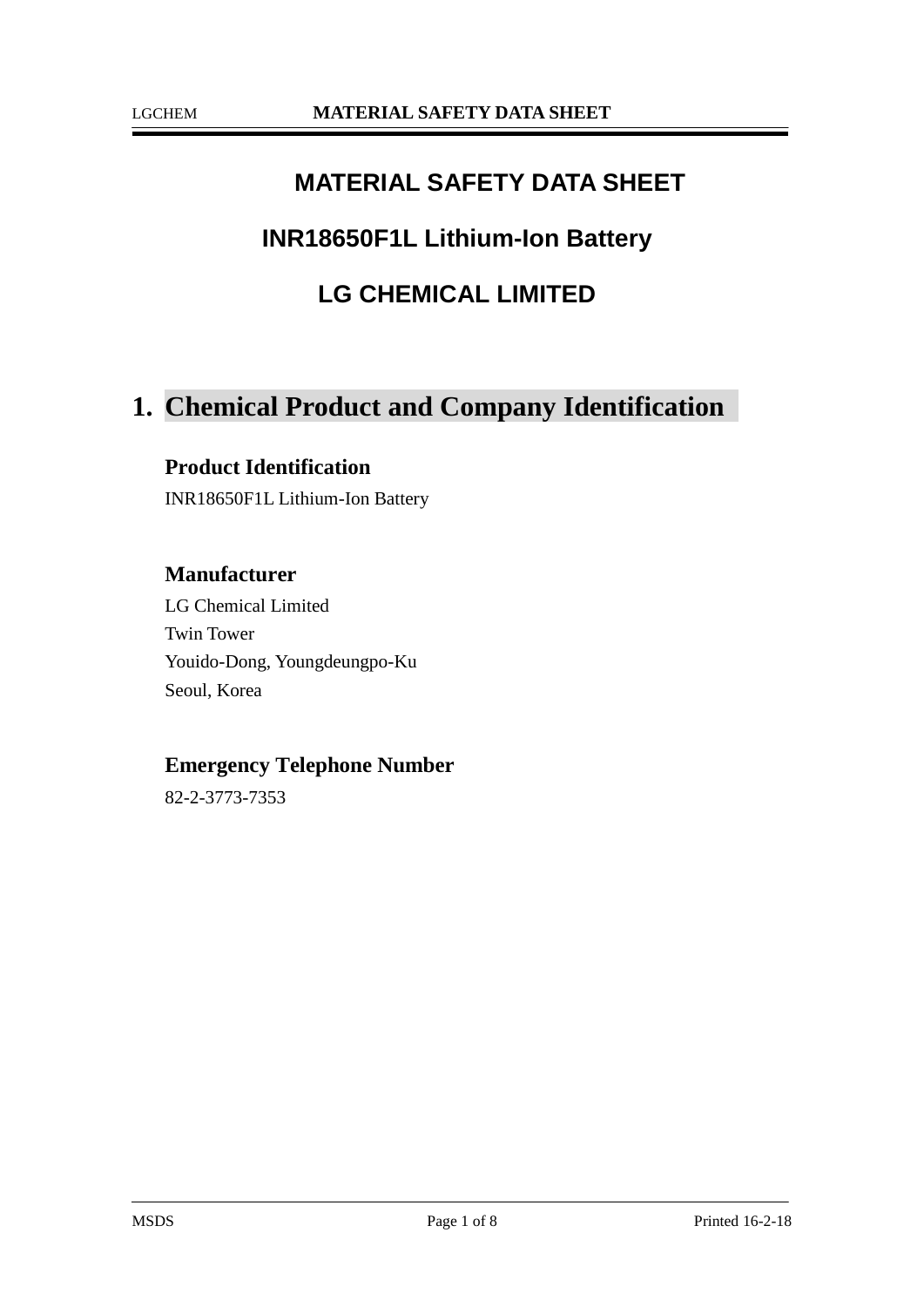# MATERIAL SAFETY DATA SHEET

# INR18650F1L Lithium-Ion Battery

# LG CHEMICAL LIMITED

## 1. Chemical Product and Company Identification

### Product Identification

INR18650F1L Lithium-Ion Battery

### Manufacturer

LG Chemical Limited
Twin Tower
Youido-Dong, Youngdeungpo-Ku
Seoul, Korea

### Emergency Telephone Number

82-2-3773-7353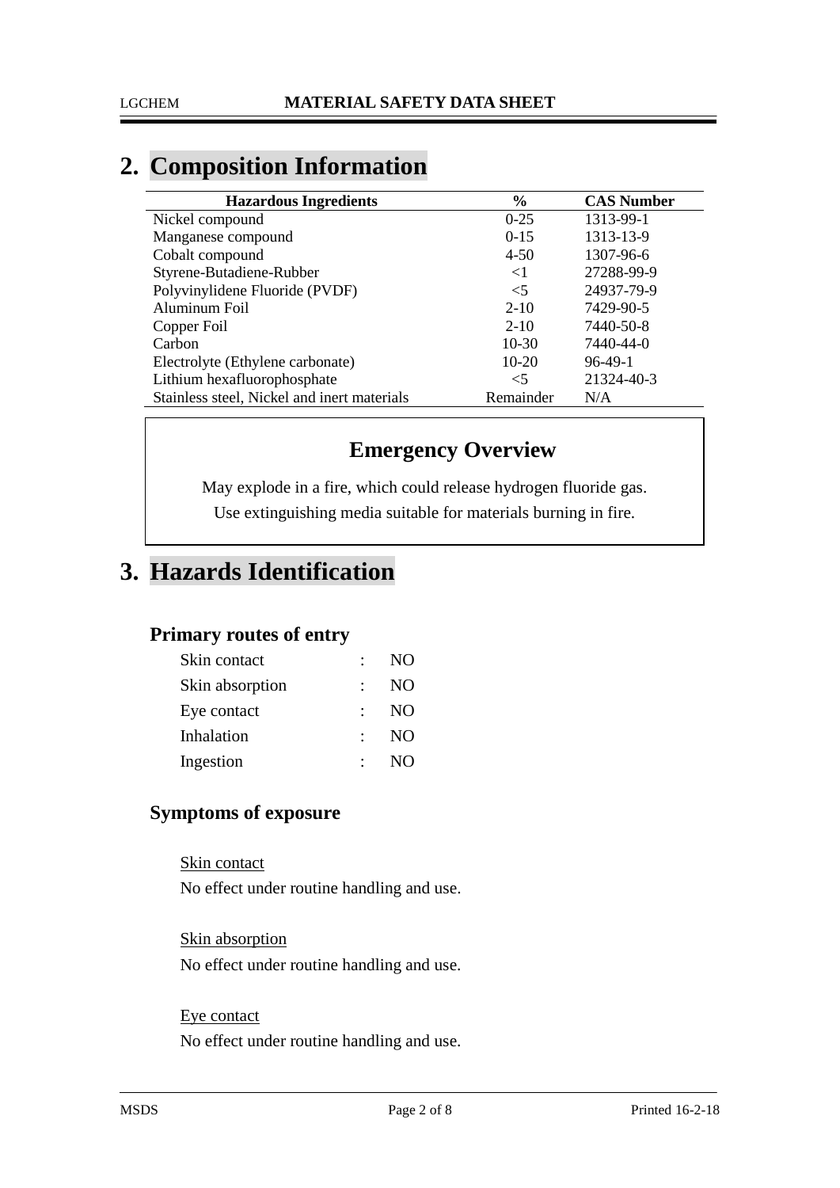## 2. Composition Information

| Hazardous Ingredients | % | CAS Number |
|---|---|---|
| Nickel compound | 0-25 | 1313-99-1 |
| Manganese compound | 0-15 | 1313-13-9 |
| Cobalt compound | 4-50 | 1307-96-6 |
| Styrene-Butadiene-Rubber | <1 | 27288-99-9 |
| Polyvinylidene Fluoride (PVDF) | <5 | 24937-79-9 |
| Aluminum Foil | 2-10 | 7429-90-5 |
| Copper Foil | 2-10 | 7440-50-8 |
| Carbon | 10-30 | 7440-44-0 |
| Electrolyte (Ethylene carbonate) | 10-20 | 96-49-1 |
| Lithium hexafluorophosphate | <5 | 21324-40-3 |
| Stainless steel, Nickel and inert materials | Remainder | N/A |

### Emergency Overview

May explode in a fire, which could release hydrogen fluoride gas.
Use extinguishing media suitable for materials burning in fire.

## 3. Hazards Identification

### Primary routes of entry

| | | |
|---|---|---|
| Skin contact | : | NO |
| Skin absorption | : | NO |
| Eye contact | : | NO |
| Inhalation | : | NO |
| Ingestion | : | NO |

### Symptoms of exposure

Skin contact
No effect under routine handling and use.

Skin absorption
No effect under routine handling and use.

Eye contact
No effect under routine handling and use.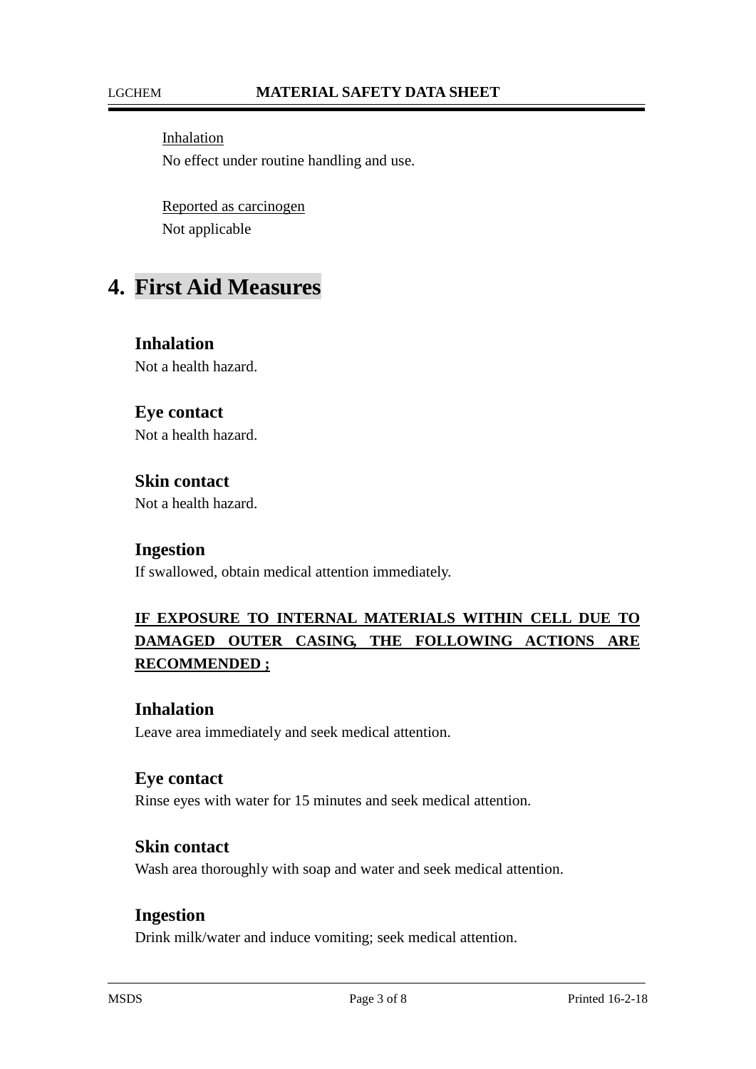<u>Inhalation</u>

No effect under routine handling and use.

<u>Reported as carcinogen</u>

Not applicable

# 4. First Aid Measures

### Inhalation

Not a health hazard.

### Eye contact

Not a health hazard.

### Skin contact

Not a health hazard.

### Ingestion

If swallowed, obtain medical attention immediately.

**<u>IF EXPOSURE TO INTERNAL MATERIALS WITHIN CELL DUE TO DAMAGED OUTER CASING, THE FOLLOWING ACTIONS ARE RECOMMENDED ;</u>**

### Inhalation

Leave area immediately and seek medical attention.

### Eye contact

Rinse eyes with water for 15 minutes and seek medical attention.

### Skin contact

Wash area thoroughly with soap and water and seek medical attention.

### Ingestion

Drink milk/water and induce vomiting; seek medical attention.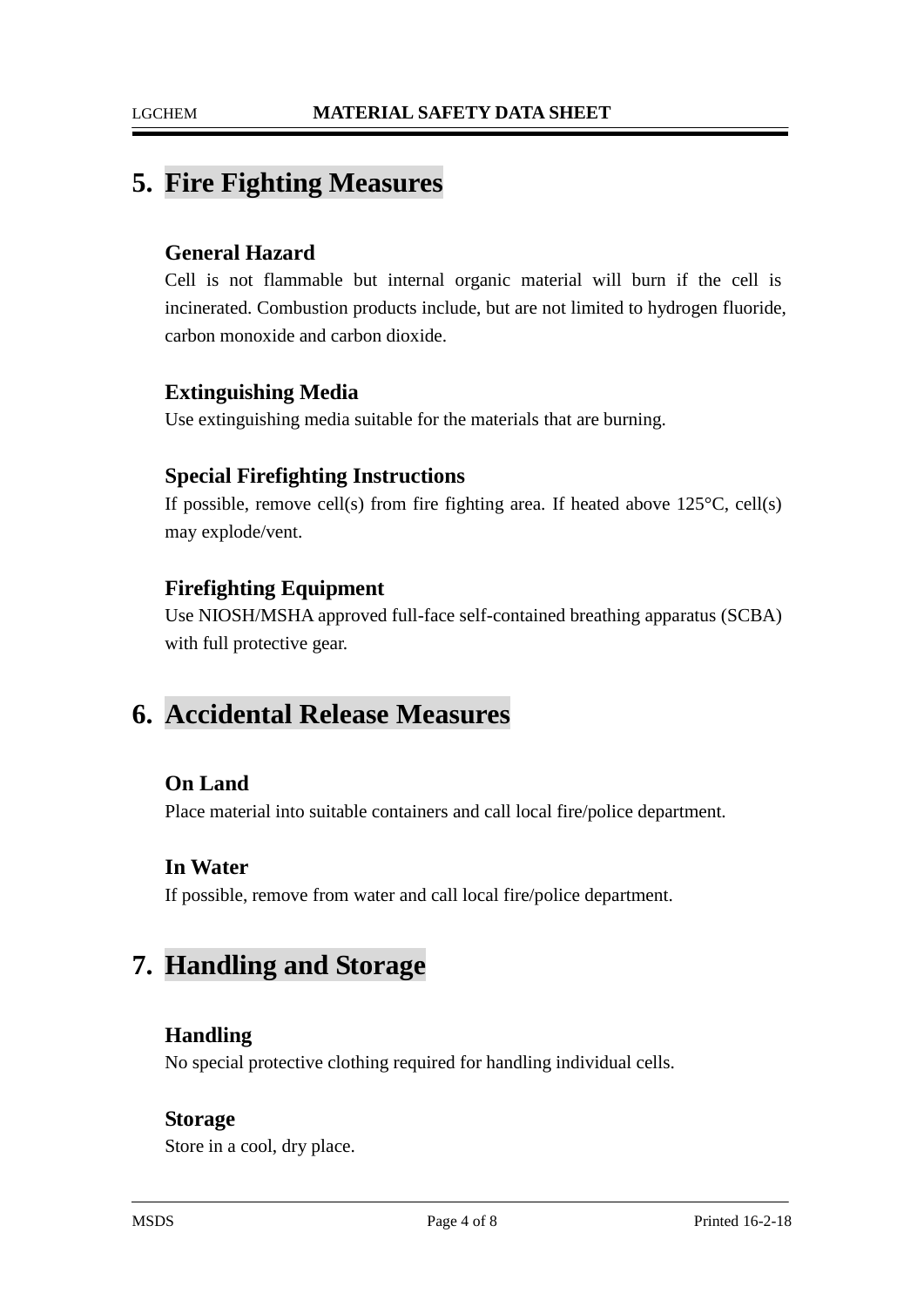## 5. Fire Fighting Measures

### General Hazard

Cell is not flammable but internal organic material will burn if the cell is incinerated. Combustion products include, but are not limited to hydrogen fluoride, carbon monoxide and carbon dioxide.

### Extinguishing Media

Use extinguishing media suitable for the materials that are burning.

### Special Firefighting Instructions

If possible, remove cell(s) from fire fighting area. If heated above 125°C, cell(s) may explode/vent.

### Firefighting Equipment

Use NIOSH/MSHA approved full-face self-contained breathing apparatus (SCBA) with full protective gear.

## 6. Accidental Release Measures

### On Land

Place material into suitable containers and call local fire/police department.

### In Water

If possible, remove from water and call local fire/police department.

## 7. Handling and Storage

### Handling

No special protective clothing required for handling individual cells.

### Storage

Store in a cool, dry place.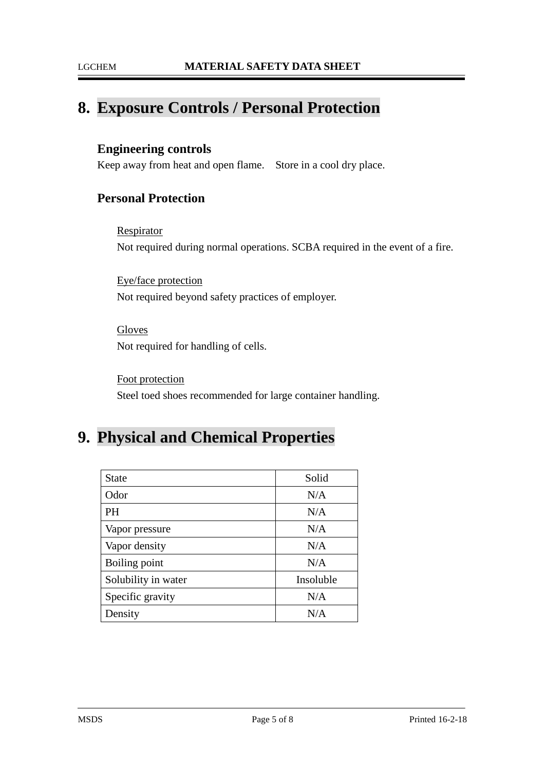## 8. Exposure Controls / Personal Protection

### Engineering controls

Keep away from heat and open flame.    Store in a cool dry place.

### Personal Protection

Respirator

Not required during normal operations. SCBA required in the event of a fire.

Eye/face protection

Not required beyond safety practices of employer.

Gloves

Not required for handling of cells.

Foot protection

Steel toed shoes recommended for large container handling.

## 9. Physical and Chemical Properties

| State | Solid |
|---|---|
| Odor | N/A |
| PH | N/A |
| Vapor pressure | N/A |
| Vapor density | N/A |
| Boiling point | N/A |
| Solubility in water | Insoluble |
| Specific gravity | N/A |
| Density | N/A |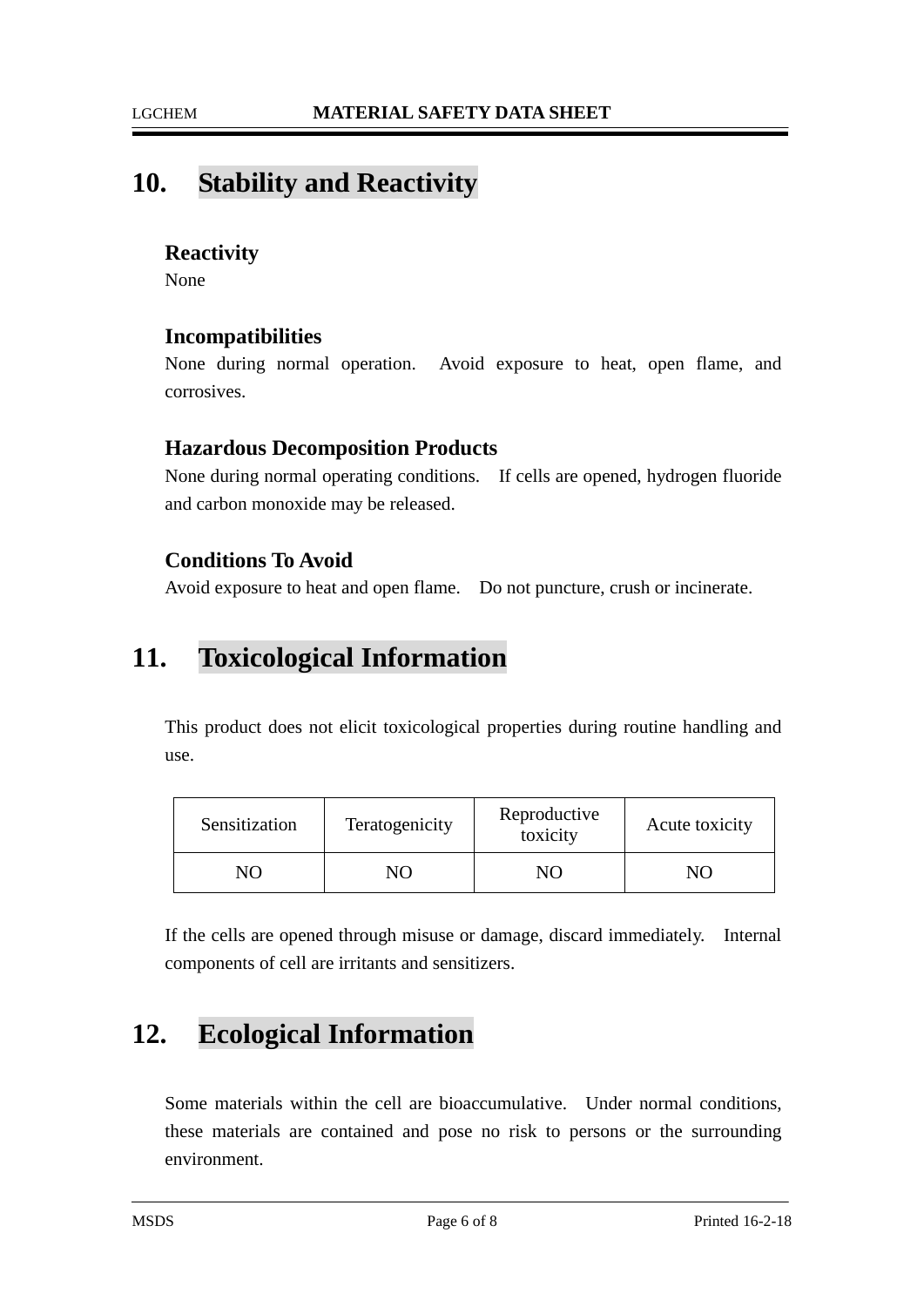## 10. Stability and Reactivity

### Reactivity

None

### Incompatibilities

None during normal operation. Avoid exposure to heat, open flame, and corrosives.

### Hazardous Decomposition Products

None during normal operating conditions. If cells are opened, hydrogen fluoride and carbon monoxide may be released.

### Conditions To Avoid

Avoid exposure to heat and open flame. Do not puncture, crush or incinerate.

## 11. Toxicological Information

This product does not elicit toxicological properties during routine handling and use.

| Sensitization | Teratogenicity | Reproductive toxicity | Acute toxicity |
|---|---|---|---|
| NO | NO | NO | NO |

If the cells are opened through misuse or damage, discard immediately. Internal components of cell are irritants and sensitizers.

## 12. Ecological Information

Some materials within the cell are bioaccumulative. Under normal conditions, these materials are contained and pose no risk to persons or the surrounding environment.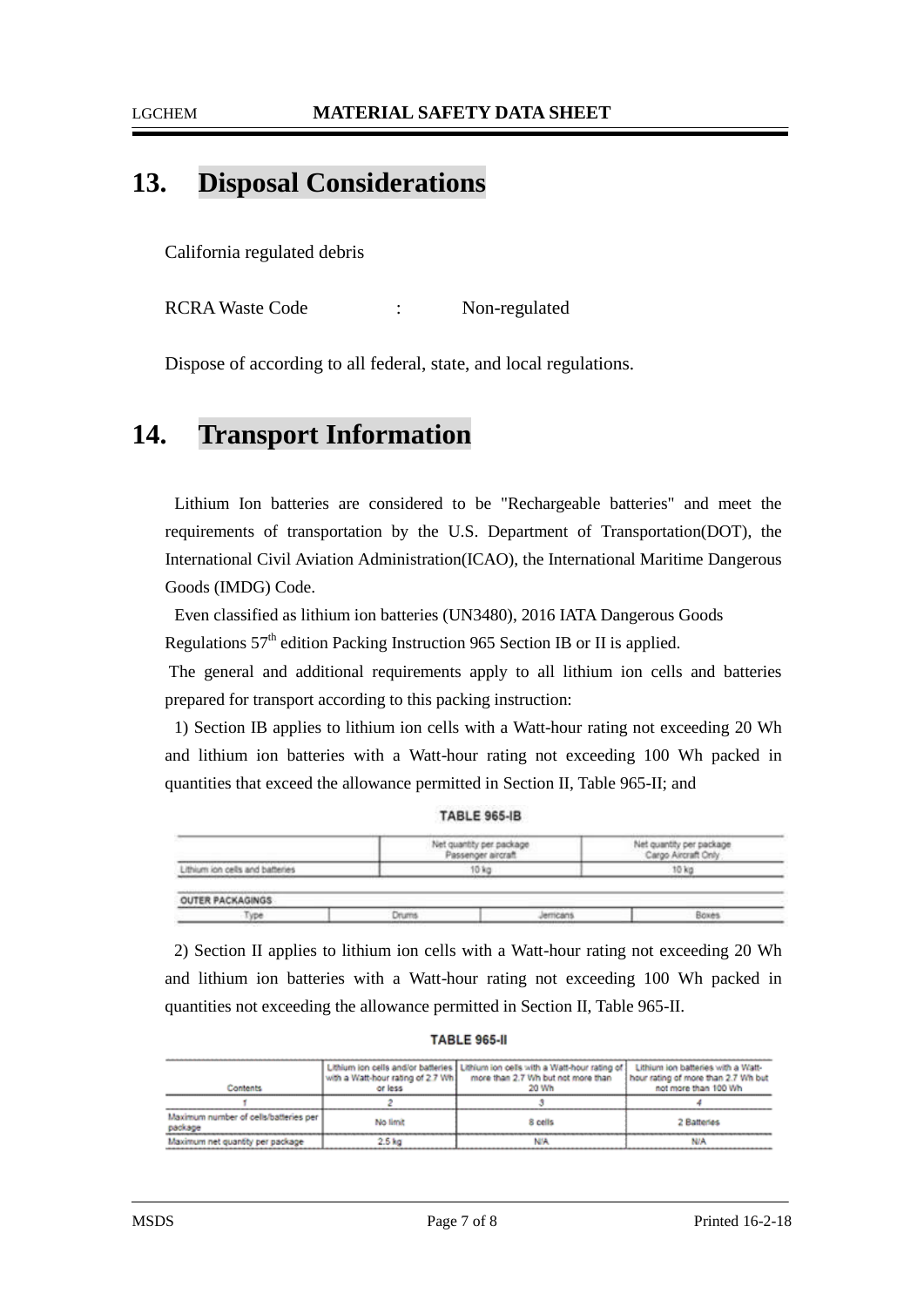## 13. Disposal Considerations

California regulated debris

RCRA Waste Code : Non-regulated

Dispose of according to all federal, state, and local regulations.

## 14. Transport Information

Lithium Ion batteries are considered to be "Rechargeable batteries" and meet the requirements of transportation by the U.S. Department of Transportation(DOT), the International Civil Aviation Administration(ICAO), the International Maritime Dangerous Goods (IMDG) Code.

Even classified as lithium ion batteries (UN3480), 2016 IATA Dangerous Goods Regulations 57th edition Packing Instruction 965 Section IB or II is applied.

The general and additional requirements apply to all lithium ion cells and batteries prepared for transport according to this packing instruction:

1) Section IB applies to lithium ion cells with a Watt-hour rating not exceeding 20 Wh and lithium ion batteries with a Watt-hour rating not exceeding 100 Wh packed in quantities that exceed the allowance permitted in Section II, Table 965-II; and

**TABLE 965-IB**

| | Net quantity per package Passenger aircraft | Net quantity per package Cargo Aircraft Only |
|---|---|---|
| Lithium ion cells and batteries | 10 kg | 10 kg |

| OUTER PACKAGINGS | | | |
|---|---|---|---|
| Type | Drums | Jerricans | Boxes |

2) Section II applies to lithium ion cells with a Watt-hour rating not exceeding 20 Wh and lithium ion batteries with a Watt-hour rating not exceeding 100 Wh packed in quantities not exceeding the allowance permitted in Section II, Table 965-II.

**TABLE 965-II**

| Contents | Lithium ion cells and/or batteries with a Watt-hour rating of 2.7 Wh or less | Lithium ion cells with a Watt-hour rating of more than 2.7 Wh but not more than 20 Wh | Lithium ion batteries with a Watt-hour rating of more than 2.7 Wh but not more than 100 Wh |
|---|---|---|---|
| 1 | 2 | 3 | 4 |
| Maximum number of cells/batteries per package | No limit | 8 cells | 2 Batteries |
| Maximum net quantity per package | 2.5 kg | N/A | N/A |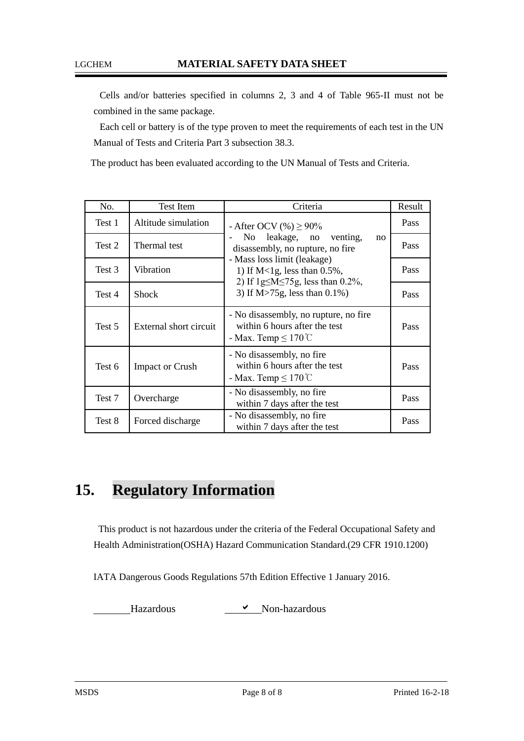Cells and/or batteries specified in columns 2, 3 and 4 of Table 965-II must not be combined in the same package.

Each cell or battery is of the type proven to meet the requirements of each test in the UN Manual of Tests and Criteria Part 3 subsection 38.3.

The product has been evaluated according to the UN Manual of Tests and Criteria.

| No. | Test Item | Criteria | Result |
| --- | --- | --- | --- |
| Test 1 | Altitude simulation | - After OCV (%) ≥ 90%<br>- No leakage, no venting, no disassembly, no rupture, no fire<br>- Mass loss limit (leakage)<br>1) If M<1g, less than 0.5%,<br>2) If 1g≤M≤75g, less than 0.2%,<br>3) If M>75g, less than 0.1%) | Pass |
| Test 2 | Thermal test | | Pass |
| Test 3 | Vibration | | Pass |
| Test 4 | Shock | | Pass |
| Test 5 | External short circuit | - No disassembly, no rupture, no fire within 6 hours after the test<br>- Max. Temp ≤ 170℃ | Pass |
| Test 6 | Impact or Crush | - No disassembly, no fire within 6 hours after the test<br>- Max. Temp ≤ 170℃ | Pass |
| Test 7 | Overcharge | - No disassembly, no fire within 7 days after the test | Pass |
| Test 8 | Forced discharge | - No disassembly, no fire within 7 days after the test | Pass |

# 15. Regulatory Information

This product is not hazardous under the criteria of the Federal Occupational Safety and Health Administration(OSHA) Hazard Communication Standard.(29 CFR 1910.1200)

IATA Dangerous Goods Regulations 57th Edition Effective 1 January 2016.

_______Hazardous ___✔___Non-hazardous